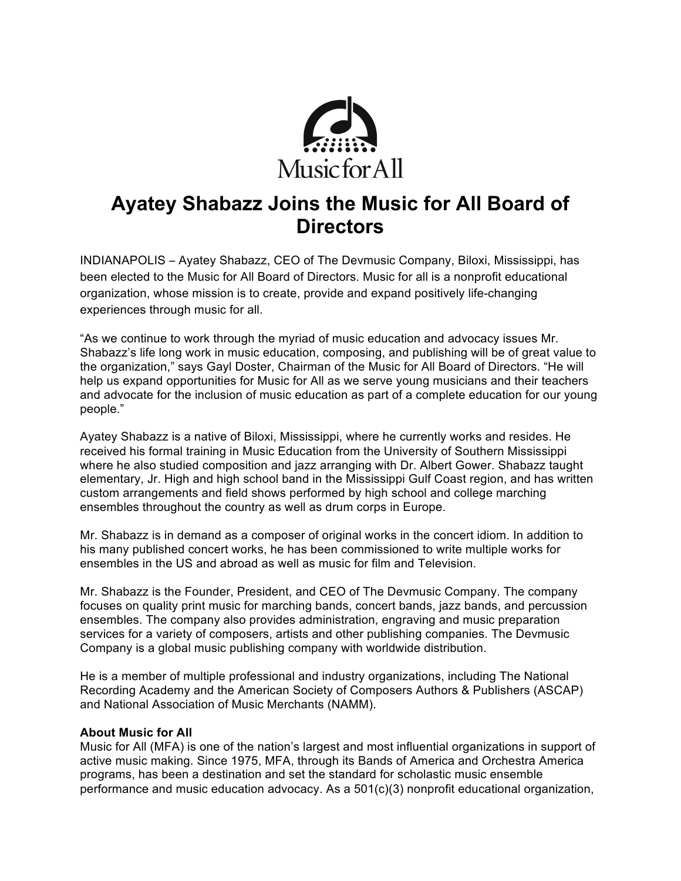Music for All

# Ayatey Shabazz Joins the Music for All Board of Directors

INDIANAPOLIS – Ayatey Shabazz, CEO of The Devmusic Company, Biloxi, Mississippi, has been elected to the Music for All Board of Directors. Music for all is a nonprofit educational organization, whose mission is to create, provide and expand positively life-changing experiences through music for all.

"As we continue to work through the myriad of music education and advocacy issues Mr. Shabazz's life long work in music education, composing, and publishing will be of great value to the organization," says Gayl Doster, Chairman of the Music for All Board of Directors. "He will help us expand opportunities for Music for All as we serve young musicians and their teachers and advocate for the inclusion of music education as part of a complete education for our young people."

Ayatey Shabazz is a native of Biloxi, Mississippi, where he currently works and resides. He received his formal training in Music Education from the University of Southern Mississippi where he also studied composition and jazz arranging with Dr. Albert Gower. Shabazz taught elementary, Jr. High and high school band in the Mississippi Gulf Coast region, and has written custom arrangements and field shows performed by high school and college marching ensembles throughout the country as well as drum corps in Europe.

Mr. Shabazz is in demand as a composer of original works in the concert idiom. In addition to his many published concert works, he has been commissioned to write multiple works for ensembles in the US and abroad as well as music for film and Television.

Mr. Shabazz is the Founder, President, and CEO of The Devmusic Company. The company focuses on quality print music for marching bands, concert bands, jazz bands, and percussion ensembles. The company also provides administration, engraving and music preparation services for a variety of composers, artists and other publishing companies. The Devmusic Company is a global music publishing company with worldwide distribution.

He is a member of multiple professional and industry organizations, including The National Recording Academy and the American Society of Composers Authors & Publishers (ASCAP) and National Association of Music Merchants (NAMM).

**About Music for All**
Music for All (MFA) is one of the nation's largest and most influential organizations in support of active music making. Since 1975, MFA, through its Bands of America and Orchestra America programs, has been a destination and set the standard for scholastic music ensemble performance and music education advocacy. As a 501(c)(3) nonprofit educational organization,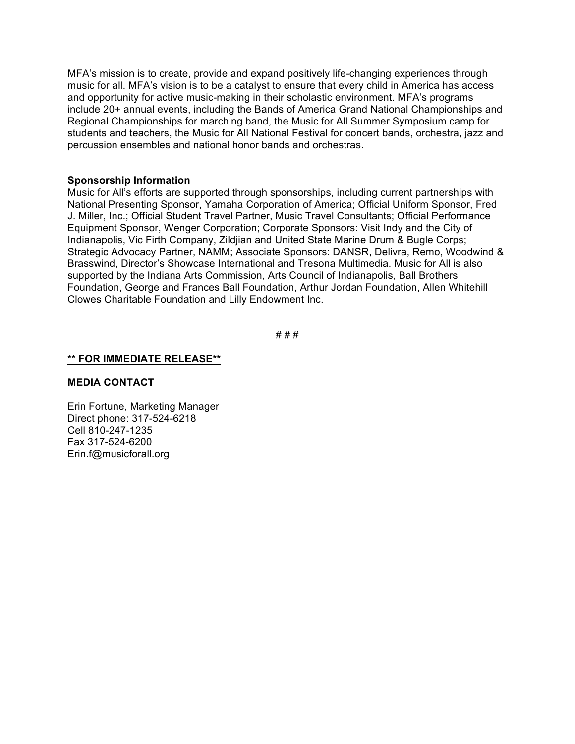MFA's mission is to create, provide and expand positively life-changing experiences through music for all. MFA's vision is to be a catalyst to ensure that every child in America has access and opportunity for active music-making in their scholastic environment. MFA's programs include 20+ annual events, including the Bands of America Grand National Championships and Regional Championships for marching band, the Music for All Summer Symposium camp for students and teachers, the Music for All National Festival for concert bands, orchestra, jazz and percussion ensembles and national honor bands and orchestras.

**Sponsorship Information**
Music for All's efforts are supported through sponsorships, including current partnerships with National Presenting Sponsor, Yamaha Corporation of America; Official Uniform Sponsor, Fred J. Miller, Inc.; Official Student Travel Partner, Music Travel Consultants; Official Performance Equipment Sponsor, Wenger Corporation; Corporate Sponsors: Visit Indy and the City of Indianapolis, Vic Firth Company, Zildjian and United State Marine Drum & Bugle Corps; Strategic Advocacy Partner, NAMM; Associate Sponsors: DANSR, Delivra, Remo, Woodwind & Brasswind, Director's Showcase International and Tresona Multimedia. Music for All is also supported by the Indiana Arts Commission, Arts Council of Indianapolis, Ball Brothers Foundation, George and Frances Ball Foundation, Arthur Jordan Foundation, Allen Whitehill Clowes Charitable Foundation and Lilly Endowment Inc.

# # #

**<u>** FOR IMMEDIATE RELEASE**</u>**

**MEDIA CONTACT**

Erin Fortune, Marketing Manager
Direct phone: 317-524-6218
Cell 810-247-1235
Fax 317-524-6200
Erin.f@musicforall.org